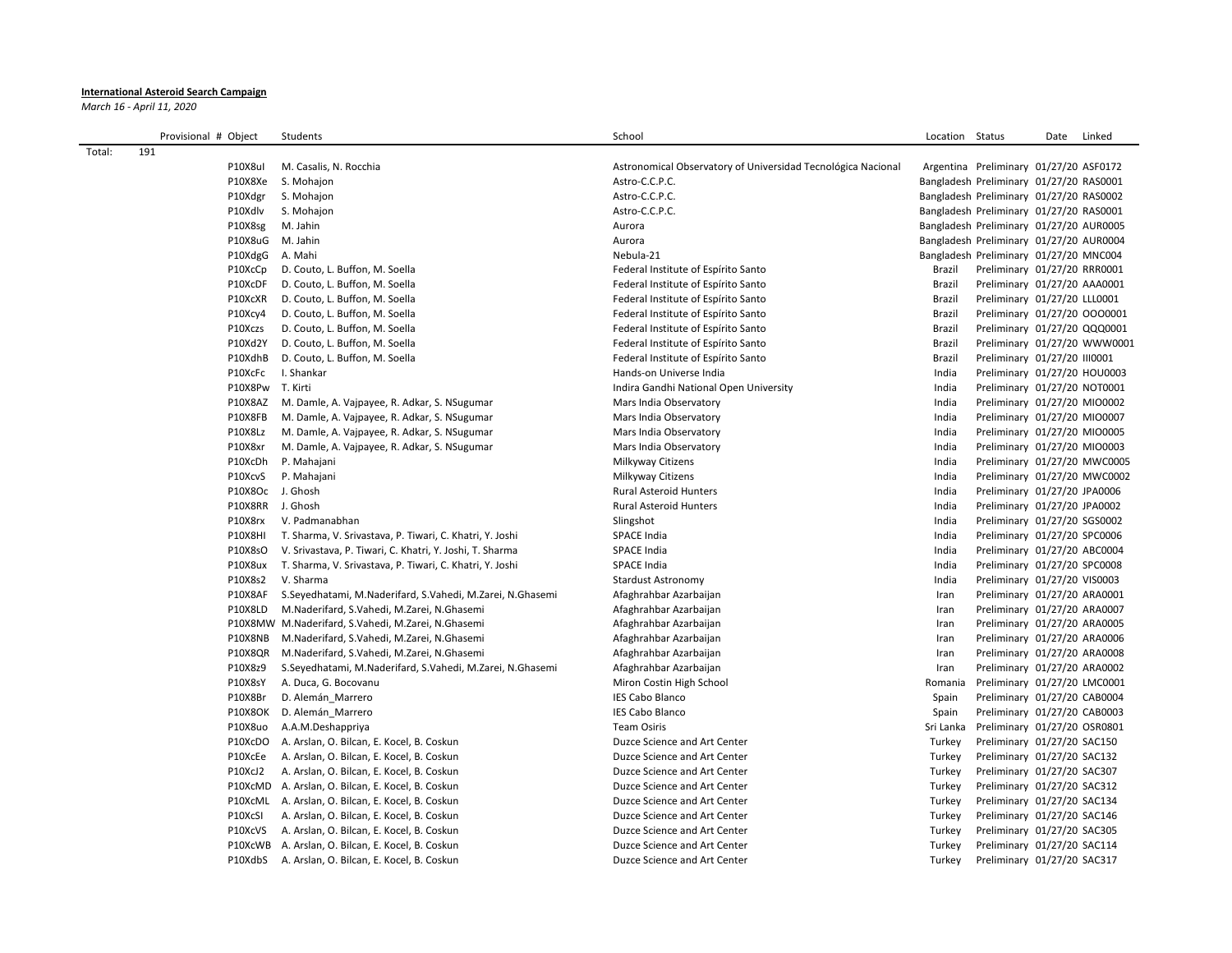**International Asteroid Search Campaign**

*March 16 - April 11, 2020*

| | Provisional # | Object | Students | School | Location | Status | Date | Linked |
|---|---|---|---|---|---|---|---|---|
| Total: | 191 | | | | | | | |
| | | P10X8ul | M. Casalis, N. Rocchia | Astronomical Observatory of Universidad Tecnológica Nacional | Argentina | Preliminary | 01/27/20 | ASF0172 |
| | | P10X8Xe | S. Mohajon | Astro-C.C.P.C. | Bangladesh | Preliminary | 01/27/20 | RAS0001 |
| | | P10Xdgr | S. Mohajon | Astro-C.C.P.C. | Bangladesh | Preliminary | 01/27/20 | RAS0002 |
| | | P10Xdlv | S. Mohajon | Astro-C.C.P.C. | Bangladesh | Preliminary | 01/27/20 | RAS0001 |
| | | P10X8sg | M. Jahin | Aurora | Bangladesh | Preliminary | 01/27/20 | AUR0005 |
| | | P10X8uG | M. Jahin | Aurora | Bangladesh | Preliminary | 01/27/20 | AUR0004 |
| | | P10XdgG | A. Mahi | Nebula-21 | Bangladesh | Preliminary | 01/27/20 | MNC004 |
| | | P10XcCp | D. Couto, L. Buffon, M. Soella | Federal Institute of Espírito Santo | Brazil | Preliminary | 01/27/20 | RRR0001 |
| | | P10XcDF | D. Couto, L. Buffon, M. Soella | Federal Institute of Espírito Santo | Brazil | Preliminary | 01/27/20 | AAA0001 |
| | | P10XcXR | D. Couto, L. Buffon, M. Soella | Federal Institute of Espírito Santo | Brazil | Preliminary | 01/27/20 | LLL0001 |
| | | P10Xcy4 | D. Couto, L. Buffon, M. Soella | Federal Institute of Espírito Santo | Brazil | Preliminary | 01/27/20 | OOO0001 |
| | | P10Xczs | D. Couto, L. Buffon, M. Soella | Federal Institute of Espírito Santo | Brazil | Preliminary | 01/27/20 | QQQ0001 |
| | | P10Xd2Y | D. Couto, L. Buffon, M. Soella | Federal Institute of Espírito Santo | Brazil | Preliminary | 01/27/20 | WWW0001 |
| | | P10XdhB | D. Couto, L. Buffon, M. Soella | Federal Institute of Espírito Santo | Brazil | Preliminary | 01/27/20 | III0001 |
| | | P10XcFc | I. Shankar | Hands-on Universe India | India | Preliminary | 01/27/20 | HOU0003 |
| | | P10X8Pw | T. Kirti | Indira Gandhi National Open University | India | Preliminary | 01/27/20 | NOT0001 |
| | | P10X8AZ | M. Damle, A. Vajpayee, R. Adkar, S. NSugumar | Mars India Observatory | India | Preliminary | 01/27/20 | MIO0002 |
| | | P10X8FB | M. Damle, A. Vajpayee, R. Adkar, S. NSugumar | Mars India Observatory | India | Preliminary | 01/27/20 | MIO0007 |
| | | P10X8Lz | M. Damle, A. Vajpayee, R. Adkar, S. NSugumar | Mars India Observatory | India | Preliminary | 01/27/20 | MIO0005 |
| | | P10X8xr | M. Damle, A. Vajpayee, R. Adkar, S. NSugumar | Mars India Observatory | India | Preliminary | 01/27/20 | MIO0003 |
| | | P10XcDh | P. Mahajani | Milkyway Citizens | India | Preliminary | 01/27/20 | MWC0005 |
| | | P10XcvS | P. Mahajani | Milkyway Citizens | India | Preliminary | 01/27/20 | MWC0002 |
| | | P10X8Oc | J. Ghosh | Rural Asteroid Hunters | India | Preliminary | 01/27/20 | JPA0006 |
| | | P10X8RR | J. Ghosh | Rural Asteroid Hunters | India | Preliminary | 01/27/20 | JPA0002 |
| | | P10X8rx | V. Padmanabhan | Slingshot | India | Preliminary | 01/27/20 | SGS0002 |
| | | P10X8HI | T. Sharma, V. Srivastava, P. Tiwari, C. Khatri, Y. Joshi | SPACE India | India | Preliminary | 01/27/20 | SPC0006 |
| | | P10X8sO | V. Srivastava, P. Tiwari, C. Khatri, Y. Joshi, T. Sharma | SPACE India | India | Preliminary | 01/27/20 | ABC0004 |
| | | P10X8ux | T. Sharma, V. Srivastava, P. Tiwari, C. Khatri, Y. Joshi | SPACE India | India | Preliminary | 01/27/20 | SPC0008 |
| | | P10X8s2 | V. Sharma | Stardust Astronomy | India | Preliminary | 01/27/20 | VIS0003 |
| | | P10X8AF | S.Seyedhatami, M.Naderifard, S.Vahedi, M.Zarei, N.Ghasemi | Afaghrahbar Azarbaijan | Iran | Preliminary | 01/27/20 | ARA0001 |
| | | P10X8LD | M.Naderifard, S.Vahedi, M.Zarei, N.Ghasemi | Afaghrahbar Azarbaijan | Iran | Preliminary | 01/27/20 | ARA0007 |
| | | P10X8MW | M.Naderifard, S.Vahedi, M.Zarei, N.Ghasemi | Afaghrahbar Azarbaijan | Iran | Preliminary | 01/27/20 | ARA0005 |
| | | P10X8NB | M.Naderifard, S.Vahedi, M.Zarei, N.Ghasemi | Afaghrahbar Azarbaijan | Iran | Preliminary | 01/27/20 | ARA0006 |
| | | P10X8QR | M.Naderifard, S.Vahedi, M.Zarei, N.Ghasemi | Afaghrahbar Azarbaijan | Iran | Preliminary | 01/27/20 | ARA0008 |
| | | P10X8z9 | S.Seyedhatami, M.Naderifard, S.Vahedi, M.Zarei, N.Ghasemi | Afaghrahbar Azarbaijan | Iran | Preliminary | 01/27/20 | ARA0002 |
| | | P10X8sY | A. Duca, G. Bocovanu | Miron Costin High School | Romania | Preliminary | 01/27/20 | LMC0001 |
| | | P10X8Br | D. Alemán_Marrero | IES Cabo Blanco | Spain | Preliminary | 01/27/20 | CAB0004 |
| | | P10X8OK | D. Alemán_Marrero | IES Cabo Blanco | Spain | Preliminary | 01/27/20 | CAB0003 |
| | | P10X8uo | A.A.M.Deshappriya | Team Osiris | Sri Lanka | Preliminary | 01/27/20 | OSR0801 |
| | | P10XcDO | A. Arslan, O. Bilcan, E. Kocel, B. Coskun | Duzce Science and Art Center | Turkey | Preliminary | 01/27/20 | SAC150 |
| | | P10XcEe | A. Arslan, O. Bilcan, E. Kocel, B. Coskun | Duzce Science and Art Center | Turkey | Preliminary | 01/27/20 | SAC132 |
| | | P10XcJ2 | A. Arslan, O. Bilcan, E. Kocel, B. Coskun | Duzce Science and Art Center | Turkey | Preliminary | 01/27/20 | SAC307 |
| | | P10XcMD | A. Arslan, O. Bilcan, E. Kocel, B. Coskun | Duzce Science and Art Center | Turkey | Preliminary | 01/27/20 | SAC312 |
| | | P10XcML | A. Arslan, O. Bilcan, E. Kocel, B. Coskun | Duzce Science and Art Center | Turkey | Preliminary | 01/27/20 | SAC134 |
| | | P10XcSl | A. Arslan, O. Bilcan, E. Kocel, B. Coskun | Duzce Science and Art Center | Turkey | Preliminary | 01/27/20 | SAC146 |
| | | P10XcVS | A. Arslan, O. Bilcan, E. Kocel, B. Coskun | Duzce Science and Art Center | Turkey | Preliminary | 01/27/20 | SAC305 |
| | | P10XcWB | A. Arslan, O. Bilcan, E. Kocel, B. Coskun | Duzce Science and Art Center | Turkey | Preliminary | 01/27/20 | SAC114 |
| | | P10XdbS | A. Arslan, O. Bilcan, E. Kocel, B. Coskun | Duzce Science and Art Center | Turkey | Preliminary | 01/27/20 | SAC317 |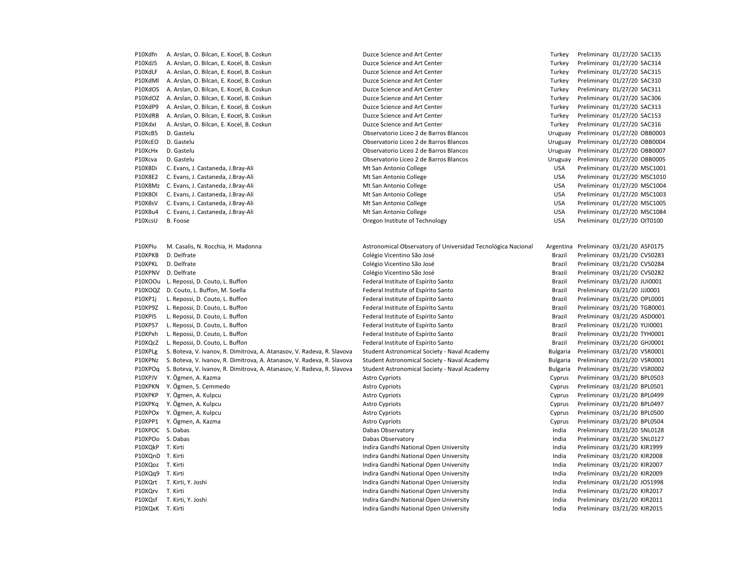| | | | | | | |
|---|---|---|---|---|---|---|
| P10Xdfn | A. Arslan, O. Bilcan, E. Kocel, B. Coskun | Duzce Science and Art Center | Turkey | Preliminary | 01/27/20 | SAC135 |
| P10XdJ5 | A. Arslan, O. Bilcan, E. Kocel, B. Coskun | Duzce Science and Art Center | Turkey | Preliminary | 01/27/20 | SAC314 |
| P10XdLF | A. Arslan, O. Bilcan, E. Kocel, B. Coskun | Duzce Science and Art Center | Turkey | Preliminary | 01/27/20 | SAC315 |
| P10XdMl | A. Arslan, O. Bilcan, E. Kocel, B. Coskun | Duzce Science and Art Center | Turkey | Preliminary | 01/27/20 | SAC310 |
| P10XdOS | A. Arslan, O. Bilcan, E. Kocel, B. Coskun | Duzce Science and Art Center | Turkey | Preliminary | 01/27/20 | SAC311 |
| P10XdOZ | A. Arslan, O. Bilcan, E. Kocel, B. Coskun | Duzce Science and Art Center | Turkey | Preliminary | 01/27/20 | SAC306 |
| P10XdP9 | A. Arslan, O. Bilcan, E. Kocel, B. Coskun | Duzce Science and Art Center | Turkey | Preliminary | 01/27/20 | SAC313 |
| P10XdRB | A. Arslan, O. Bilcan, E. Kocel, B. Coskun | Duzce Science and Art Center | Turkey | Preliminary | 01/27/20 | SAC153 |
| P10Xdxl | A. Arslan, O. Bilcan, E. Kocel, B. Coskun | Duzce Science and Art Center | Turkey | Preliminary | 01/27/20 | SAC316 |
| P10XcB5 | D. Gastelu | Observatorio Liceo 2 de Barros Blancos | Uruguay | Preliminary | 01/27/20 | OBB0003 |
| P10XcEO | D. Gastelu | Observatorio Liceo 2 de Barros Blancos | Uruguay | Preliminary | 01/27/20 | OBB0004 |
| P10XcHx | D. Gastelu | Observatorio Liceo 2 de Barros Blancos | Uruguay | Preliminary | 01/27/20 | OBB0007 |
| P10Xcva | D. Gastelu | Observatorio Liceo 2 de Barros Blancos | Uruguay | Preliminary | 01/27/20 | OBB0005 |
| P10X8Di | C. Evans, J. Castaneda, J.Bray-Ali | Mt San Antonio College | USA | Preliminary | 01/27/20 | MSC1001 |
| P10X8E2 | C. Evans, J. Castaneda, J.Bray-Ali | Mt San Antonio College | USA | Preliminary | 01/27/20 | MSC1010 |
| P10X8Mz | C. Evans, J. Castaneda, J.Bray-Ali | Mt San Antonio College | USA | Preliminary | 01/27/20 | MSC1004 |
| P10X8OI | C. Evans, J. Castaneda, J.Bray-Ali | Mt San Antonio College | USA | Preliminary | 01/27/20 | MSC1003 |
| P10X8sV | C. Evans, J. Castaneda, J.Bray-Ali | Mt San Antonio College | USA | Preliminary | 01/27/20 | MSC1005 |
| P10X8u4 | C. Evans, J. Castaneda, J.Bray-Ali | Mt San Antonio College | USA | Preliminary | 01/27/20 | MSC1084 |
| P10XcsU | B. Foose | Oregon Institute of Technology | USA | Preliminary | 01/27/20 | OIT0100 |

| | | | | | | |
|---|---|---|---|---|---|---|
| P10XPlu | M. Casalis, N. Rocchia, H. Madonna | Astronomical Observatory of Universidad Tecnológica Nacional | Argentina | Preliminary | 03/21/20 | ASF0175 |
| P10XPKB | D. Delfrate | Colégio Vicentino São José | Brazil | Preliminary | 03/21/20 | CVS0283 |
| P10XPKL | D. Delfrate | Colégio Vicentino São José | Brazil | Preliminary | 03/21/20 | CVS0284 |
| P10XPNV | D. Delfrate | Colégio Vicentino São José | Brazil | Preliminary | 03/21/20 | CVS0282 |
| P10XOOu | L. Repossi, D. Couto, L. Buffon | Federal Institute of Espírito Santo | Brazil | Preliminary | 03/21/20 | JUI0001 |
| P10XOQZ | D. Couto, L. Buffon, M. Soella | Federal Institute of Espírito Santo | Brazil | Preliminary | 03/21/20 | JJJ0001 |
| P10XP1j | L. Repossi, D. Couto, L. Buffon | Federal Institute of Espírito Santo | Brazil | Preliminary | 03/21/20 | OPL0001 |
| P10XP9Z | L. Repossi, D. Couto, L. Buffon | Federal Institute of Espírito Santo | Brazil | Preliminary | 03/21/20 | TGB0001 |
| P10XPI5 | L. Repossi, D. Couto, L. Buffon | Federal Institute of Espírito Santo | Brazil | Preliminary | 03/21/20 | ASD0001 |
| P10XPS7 | L. Repossi, D. Couto, L. Buffon | Federal Institute of Espírito Santo | Brazil | Preliminary | 03/21/20 | YUI0001 |
| P10XPxh | L. Repossi, D. Couto, L. Buffon | Federal Institute of Espírito Santo | Brazil | Preliminary | 03/21/20 | TYH0001 |
| P10XQcZ | L. Repossi, D. Couto, L. Buffon | Federal Institute of Espírito Santo | Brazil | Preliminary | 03/21/20 | GHJ0001 |
| P10XPLg | S. Boteva, V. Ivanov, R. Dimitrova, A. Atanasov, V. Radeva, R. Slavova | Student Astronomical Society - Naval Academy | Bulgaria | Preliminary | 03/21/20 | VSR0001 |
| P10XPNz | S. Boteva, V. Ivanov, R. Dimitrova, A. Atanasov, V. Radeva, R. Slavova | Student Astronomical Society - Naval Academy | Bulgaria | Preliminary | 03/21/20 | VSR0001 |
| P10XPOq | S. Boteva, V. Ivanov, R. Dimitrova, A. Atanasov, V. Radeva, R. Slavova | Student Astronomical Society - Naval Academy | Bulgaria | Preliminary | 03/21/20 | VSR0002 |
| P10XPJV | Y. Ögmen, A. Kazma | Astro Cypriots | Cyprus | Preliminary | 03/21/20 | BPL0503 |
| P10XPKN | Y. Ögmen, S. Cemmedo | Astro Cypriots | Cyprus | Preliminary | 03/21/20 | BPL0501 |
| P10XPKP | Y. Ögmen, A. Kulpcu | Astro Cypriots | Cyprus | Preliminary | 03/21/20 | BPL0499 |
| P10XPKq | Y. Ögmen, A. Kulpcu | Astro Cypriots | Cyprus | Preliminary | 03/21/20 | BPL0497 |
| P10XPOx | Y. Ögmen, A. Kulpcu | Astro Cypriots | Cyprus | Preliminary | 03/21/20 | BPL0500 |
| P10XPP1 | Y. Ögmen, A. Kazma | Astro Cypriots | Cyprus | Preliminary | 03/21/20 | BPL0504 |
| P10XPOC | S. Dabas | Dabas Observatory | India | Preliminary | 03/21/20 | SNL0128 |
| P10XPOo | S. Dabas | Dabas Observatory | India | Preliminary | 03/21/20 | SNL0127 |
| P10XQkP | T. Kirti | Indira Gandhi National Open University | India | Preliminary | 03/21/20 | KIR1999 |
| P10XQnD | T. Kirti | Indira Gandhi National Open University | India | Preliminary | 03/21/20 | KIR2008 |
| P10XQoz | T. Kirti | Indira Gandhi National Open University | India | Preliminary | 03/21/20 | KIR2007 |
| P10XQq9 | T. Kirti | Indira Gandhi National Open University | India | Preliminary | 03/21/20 | KIR2009 |
| P10XQrt | T. Kirti, Y. Joshi | Indira Gandhi National Open University | India | Preliminary | 03/21/20 | JOS1998 |
| P10XQrv | T. Kirti | Indira Gandhi National Open University | India | Preliminary | 03/21/20 | KIR2017 |
| P10XQsf | T. Kirti, Y. Joshi | Indira Gandhi National Open University | India | Preliminary | 03/21/20 | KIR2011 |
| P10XQxK | T. Kirti | Indira Gandhi National Open University | India | Preliminary | 03/21/20 | KIR2015 |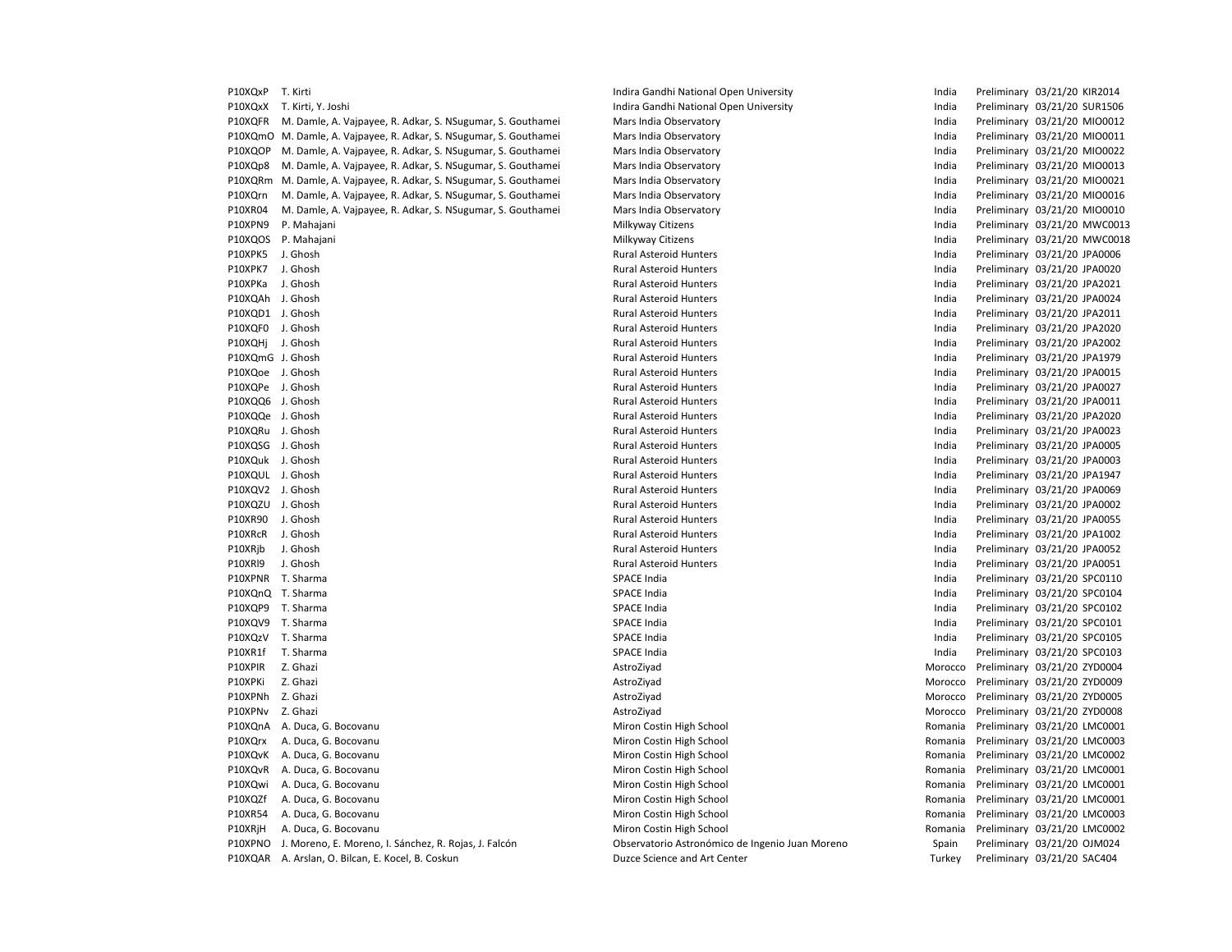| | | | | | | |
|---|---|---|---|---|---|---|
| P10XQxP | T. Kirti | Indira Gandhi National Open University | India | Preliminary | 03/21/20 | KIR2014 |
| P10XQxX | T. Kirti, Y. Joshi | Indira Gandhi National Open University | India | Preliminary | 03/21/20 | SUR1506 |
| P10XQFR | M. Damle, A. Vajpayee, R. Adkar, S. NSugumar, S. Gouthamei | Mars India Observatory | India | Preliminary | 03/21/20 | MIO0012 |
| P10XQmO | M. Damle, A. Vajpayee, R. Adkar, S. NSugumar, S. Gouthamei | Mars India Observatory | India | Preliminary | 03/21/20 | MIO0011 |
| P10XQOP | M. Damle, A. Vajpayee, R. Adkar, S. NSugumar, S. Gouthamei | Mars India Observatory | India | Preliminary | 03/21/20 | MIO0022 |
| P10XQp8 | M. Damle, A. Vajpayee, R. Adkar, S. NSugumar, S. Gouthamei | Mars India Observatory | India | Preliminary | 03/21/20 | MIO0013 |
| P10XQRm | M. Damle, A. Vajpayee, R. Adkar, S. NSugumar, S. Gouthamei | Mars India Observatory | India | Preliminary | 03/21/20 | MIO0021 |
| P10XQrn | M. Damle, A. Vajpayee, R. Adkar, S. NSugumar, S. Gouthamei | Mars India Observatory | India | Preliminary | 03/21/20 | MIO0016 |
| P10XR04 | M. Damle, A. Vajpayee, R. Adkar, S. NSugumar, S. Gouthamei | Mars India Observatory | India | Preliminary | 03/21/20 | MIO0010 |
| P10XPN9 | P. Mahajani | Milkyway Citizens | India | Preliminary | 03/21/20 | MWC0013 |
| P10XQOS | P. Mahajani | Milkyway Citizens | India | Preliminary | 03/21/20 | MWC0018 |
| P10XPK5 | J. Ghosh | Rural Asteroid Hunters | India | Preliminary | 03/21/20 | JPA0006 |
| P10XPK7 | J. Ghosh | Rural Asteroid Hunters | India | Preliminary | 03/21/20 | JPA0020 |
| P10XPKa | J. Ghosh | Rural Asteroid Hunters | India | Preliminary | 03/21/20 | JPA2021 |
| P10XQAh | J. Ghosh | Rural Asteroid Hunters | India | Preliminary | 03/21/20 | JPA0024 |
| P10XQD1 | J. Ghosh | Rural Asteroid Hunters | India | Preliminary | 03/21/20 | JPA2011 |
| P10XQF0 | J. Ghosh | Rural Asteroid Hunters | India | Preliminary | 03/21/20 | JPA2020 |
| P10XQHj | J. Ghosh | Rural Asteroid Hunters | India | Preliminary | 03/21/20 | JPA2002 |
| P10XQmG | J. Ghosh | Rural Asteroid Hunters | India | Preliminary | 03/21/20 | JPA1979 |
| P10XQoe | J. Ghosh | Rural Asteroid Hunters | India | Preliminary | 03/21/20 | JPA0015 |
| P10XQPe | J. Ghosh | Rural Asteroid Hunters | India | Preliminary | 03/21/20 | JPA0027 |
| P10XQQ6 | J. Ghosh | Rural Asteroid Hunters | India | Preliminary | 03/21/20 | JPA0011 |
| P10XQQe | J. Ghosh | Rural Asteroid Hunters | India | Preliminary | 03/21/20 | JPA2020 |
| P10XQRu | J. Ghosh | Rural Asteroid Hunters | India | Preliminary | 03/21/20 | JPA0023 |
| P10XQSG | J. Ghosh | Rural Asteroid Hunters | India | Preliminary | 03/21/20 | JPA0005 |
| P10XQuk | J. Ghosh | Rural Asteroid Hunters | India | Preliminary | 03/21/20 | JPA0003 |
| P10XQUL | J. Ghosh | Rural Asteroid Hunters | India | Preliminary | 03/21/20 | JPA1947 |
| P10XQV2 | J. Ghosh | Rural Asteroid Hunters | India | Preliminary | 03/21/20 | JPA0069 |
| P10XQZU | J. Ghosh | Rural Asteroid Hunters | India | Preliminary | 03/21/20 | JPA0002 |
| P10XR90 | J. Ghosh | Rural Asteroid Hunters | India | Preliminary | 03/21/20 | JPA0055 |
| P10XRcR | J. Ghosh | Rural Asteroid Hunters | India | Preliminary | 03/21/20 | JPA1002 |
| P10XRjb | J. Ghosh | Rural Asteroid Hunters | India | Preliminary | 03/21/20 | JPA0052 |
| P10XRl9 | J. Ghosh | Rural Asteroid Hunters | India | Preliminary | 03/21/20 | JPA0051 |
| P10XPNR | T. Sharma | SPACE India | India | Preliminary | 03/21/20 | SPC0110 |
| P10XQnQ | T. Sharma | SPACE India | India | Preliminary | 03/21/20 | SPC0104 |
| P10XQP9 | T. Sharma | SPACE India | India | Preliminary | 03/21/20 | SPC0102 |
| P10XQV9 | T. Sharma | SPACE India | India | Preliminary | 03/21/20 | SPC0101 |
| P10XQzV | T. Sharma | SPACE India | India | Preliminary | 03/21/20 | SPC0105 |
| P10XR1f | T. Sharma | SPACE India | India | Preliminary | 03/21/20 | SPC0103 |
| P10XPIR | Z. Ghazi | AstroZiyad | Morocco | Preliminary | 03/21/20 | ZYD0004 |
| P10XPKi | Z. Ghazi | AstroZiyad | Morocco | Preliminary | 03/21/20 | ZYD0009 |
| P10XPNh | Z. Ghazi | AstroZiyad | Morocco | Preliminary | 03/21/20 | ZYD0005 |
| P10XPNv | Z. Ghazi | AstroZiyad | Morocco | Preliminary | 03/21/20 | ZYD0008 |
| P10XQnA | A. Duca, G. Bocovanu | Miron Costin High School | Romania | Preliminary | 03/21/20 | LMC0001 |
| P10XQrx | A. Duca, G. Bocovanu | Miron Costin High School | Romania | Preliminary | 03/21/20 | LMC0003 |
| P10XQvK | A. Duca, G. Bocovanu | Miron Costin High School | Romania | Preliminary | 03/21/20 | LMC0002 |
| P10XQvR | A. Duca, G. Bocovanu | Miron Costin High School | Romania | Preliminary | 03/21/20 | LMC0001 |
| P10XQwi | A. Duca, G. Bocovanu | Miron Costin High School | Romania | Preliminary | 03/21/20 | LMC0001 |
| P10XQZf | A. Duca, G. Bocovanu | Miron Costin High School | Romania | Preliminary | 03/21/20 | LMC0001 |
| P10XR54 | A. Duca, G. Bocovanu | Miron Costin High School | Romania | Preliminary | 03/21/20 | LMC0003 |
| P10XRjH | A. Duca, G. Bocovanu | Miron Costin High School | Romania | Preliminary | 03/21/20 | LMC0002 |
| P10XPNO | J. Moreno, E. Moreno, I. Sánchez, R. Rojas, J. Falcón | Observatorio Astronómico de Ingenio Juan Moreno | Spain | Preliminary | 03/21/20 | OJM024 |
| P10XQAR | A. Arslan, O. Bilcan, E. Kocel, B. Coskun | Duzce Science and Art Center | Turkey | Preliminary | 03/21/20 | SAC404 |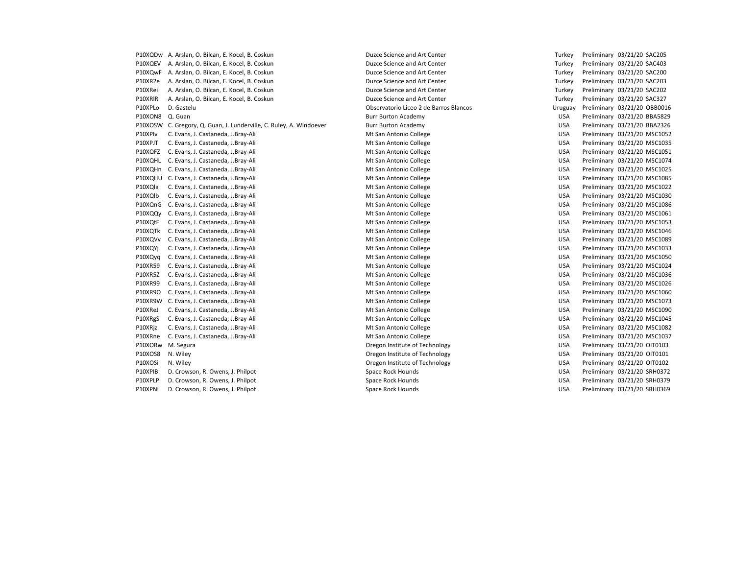| | | | | | | |
|---|---|---|---|---|---|---|
| P10XQDw | A. Arslan, O. Bilcan, E. Kocel, B. Coskun | Duzce Science and Art Center | Turkey | Preliminary | 03/21/20 | SAC205 |
| P10XQEV | A. Arslan, O. Bilcan, E. Kocel, B. Coskun | Duzce Science and Art Center | Turkey | Preliminary | 03/21/20 | SAC403 |
| P10XQwF | A. Arslan, O. Bilcan, E. Kocel, B. Coskun | Duzce Science and Art Center | Turkey | Preliminary | 03/21/20 | SAC200 |
| P10XR2e | A. Arslan, O. Bilcan, E. Kocel, B. Coskun | Duzce Science and Art Center | Turkey | Preliminary | 03/21/20 | SAC203 |
| P10XRei | A. Arslan, O. Bilcan, E. Kocel, B. Coskun | Duzce Science and Art Center | Turkey | Preliminary | 03/21/20 | SAC202 |
| P10XRlR | A. Arslan, O. Bilcan, E. Kocel, B. Coskun | Duzce Science and Art Center | Turkey | Preliminary | 03/21/20 | SAC327 |
| P10XPLo | D. Gastelu | Observatorio Liceo 2 de Barros Blancos | Uruguay | Preliminary | 03/21/20 | OBB0016 |
| P10XON8 | Q. Guan | Burr Burton Academy | USA | Preliminary | 03/21/20 | BBA5829 |
| P10XOSW | C. Gregory, Q. Guan, J. Lunderville, C. Ruley, A. Windoever | Burr Burton Academy | USA | Preliminary | 03/21/20 | BBA2326 |
| P10XPlv | C. Evans, J. Castaneda, J.Bray-Ali | Mt San Antonio College | USA | Preliminary | 03/21/20 | MSC1052 |
| P10XPJT | C. Evans, J. Castaneda, J.Bray-Ali | Mt San Antonio College | USA | Preliminary | 03/21/20 | MSC1035 |
| P10XQFZ | C. Evans, J. Castaneda, J.Bray-Ali | Mt San Antonio College | USA | Preliminary | 03/21/20 | MSC1051 |
| P10XQHL | C. Evans, J. Castaneda, J.Bray-Ali | Mt San Antonio College | USA | Preliminary | 03/21/20 | MSC1074 |
| P10XQHn | C. Evans, J. Castaneda, J.Bray-Ali | Mt San Antonio College | USA | Preliminary | 03/21/20 | MSC1025 |
| P10XQHU | C. Evans, J. Castaneda, J.Bray-Ali | Mt San Antonio College | USA | Preliminary | 03/21/20 | MSC1085 |
| P10XQla | C. Evans, J. Castaneda, J.Bray-Ali | Mt San Antonio College | USA | Preliminary | 03/21/20 | MSC1022 |
| P10XQlb | C. Evans, J. Castaneda, J.Bray-Ali | Mt San Antonio College | USA | Preliminary | 03/21/20 | MSC1030 |
| P10XQnG | C. Evans, J. Castaneda, J.Bray-Ali | Mt San Antonio College | USA | Preliminary | 03/21/20 | MSC1086 |
| P10XQQy | C. Evans, J. Castaneda, J.Bray-Ali | Mt San Antonio College | USA | Preliminary | 03/21/20 | MSC1061 |
| P10XQtF | C. Evans, J. Castaneda, J.Bray-Ali | Mt San Antonio College | USA | Preliminary | 03/21/20 | MSC1053 |
| P10XQTk | C. Evans, J. Castaneda, J.Bray-Ali | Mt San Antonio College | USA | Preliminary | 03/21/20 | MSC1046 |
| P10XQVv | C. Evans, J. Castaneda, J.Bray-Ali | Mt San Antonio College | USA | Preliminary | 03/21/20 | MSC1089 |
| P10XQYj | C. Evans, J. Castaneda, J.Bray-Ali | Mt San Antonio College | USA | Preliminary | 03/21/20 | MSC1033 |
| P10XQyq | C. Evans, J. Castaneda, J.Bray-Ali | Mt San Antonio College | USA | Preliminary | 03/21/20 | MSC1050 |
| P10XR59 | C. Evans, J. Castaneda, J.Bray-Ali | Mt San Antonio College | USA | Preliminary | 03/21/20 | MSC1024 |
| P10XR5Z | C. Evans, J. Castaneda, J.Bray-Ali | Mt San Antonio College | USA | Preliminary | 03/21/20 | MSC1036 |
| P10XR99 | C. Evans, J. Castaneda, J.Bray-Ali | Mt San Antonio College | USA | Preliminary | 03/21/20 | MSC1026 |
| P10XR9O | C. Evans, J. Castaneda, J.Bray-Ali | Mt San Antonio College | USA | Preliminary | 03/21/20 | MSC1060 |
| P10XR9W | C. Evans, J. Castaneda, J.Bray-Ali | Mt San Antonio College | USA | Preliminary | 03/21/20 | MSC1073 |
| P10XReJ | C. Evans, J. Castaneda, J.Bray-Ali | Mt San Antonio College | USA | Preliminary | 03/21/20 | MSC1090 |
| P10XRgS | C. Evans, J. Castaneda, J.Bray-Ali | Mt San Antonio College | USA | Preliminary | 03/21/20 | MSC1045 |
| P10XRjz | C. Evans, J. Castaneda, J.Bray-Ali | Mt San Antonio College | USA | Preliminary | 03/21/20 | MSC1082 |
| P10XRne | C. Evans, J. Castaneda, J.Bray-Ali | Mt San Antonio College | USA | Preliminary | 03/21/20 | MSC1037 |
| P10XORw | M. Segura | Oregon Institute of Technology | USA | Preliminary | 03/21/20 | OIT0103 |
| P10XOS8 | N. Wiley | Oregon Institute of Technology | USA | Preliminary | 03/21/20 | OIT0101 |
| P10XOSi | N. Wiley | Oregon Institute of Technology | USA | Preliminary | 03/21/20 | OIT0102 |
| P10XPIB | D. Crowson, R. Owens, J. Philpot | Space Rock Hounds | USA | Preliminary | 03/21/20 | SRH0372 |
| P10XPLP | D. Crowson, R. Owens, J. Philpot | Space Rock Hounds | USA | Preliminary | 03/21/20 | SRH0379 |
| P10XPNl | D. Crowson, R. Owens, J. Philpot | Space Rock Hounds | USA | Preliminary | 03/21/20 | SRH0369 |